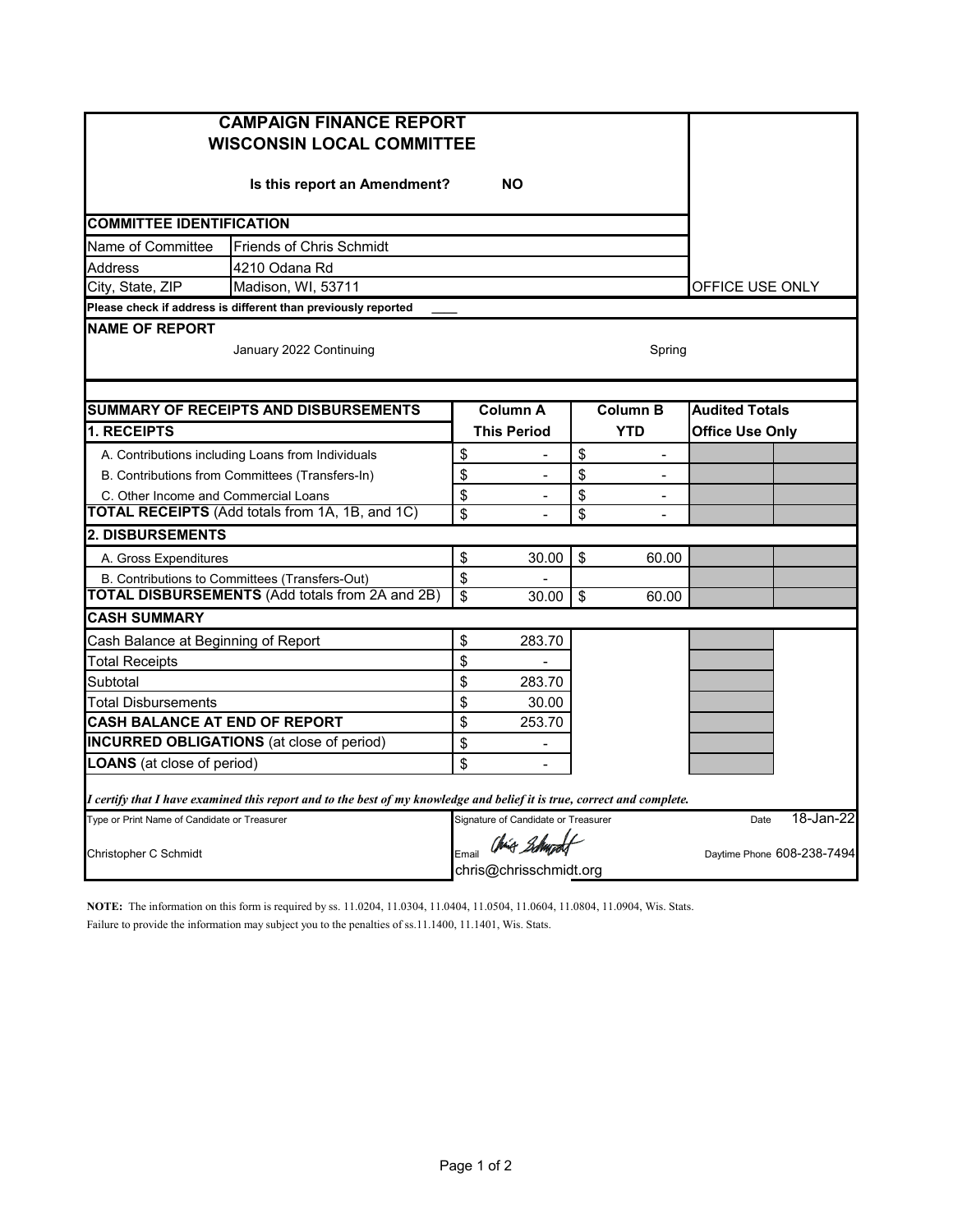# CAMPAIGN FINANCE REPORT
# WISCONSIN LOCAL COMMITTEE

**Is this report an Amendment?** **NO**

OFFICE USE ONLY

## COMMITTEE IDENTIFICATION

| | |
|---|---|
| Name of Committee | Friends of Chris Schmidt |
| Address | 4210 Odana Rd |
| City, State, ZIP | Madison, WI, 53711 |

**Please check if address is different than previously reported** ___

## NAME OF REPORT

January 2022 Continuing — Spring

| SUMMARY OF RECEIPTS AND DISBURSEMENTS | Column A | Column B | Audited Totals |
|---|---|---|---|
| **1. RECEIPTS** | **This Period** | **YTD** | **Office Use Only** |
| A. Contributions including Loans from Individuals | $ - | $ - | |
| B. Contributions from Committees (Transfers-In) | $ - | $ - | |
| C. Other Income and Commercial Loans | $ - | $ - | |
| **TOTAL RECEIPTS** (Add totals from 1A, 1B, and 1C) | $ - | $ - | |
| **2. DISBURSEMENTS** | | | |
| A. Gross Expenditures | $ 30.00 | $ 60.00 | |
| B. Contributions to Committees (Transfers-Out) | $ - | | |
| **TOTAL DISBURSEMENTS** (Add totals from 2A and 2B) | $ 30.00 | $ 60.00 | |
| **CASH SUMMARY** | | | |
| Cash Balance at Beginning of Report | $ 283.70 | | |
| Total Receipts | $ - | | |
| Subtotal | $ 283.70 | | |
| Total Disbursements | $ 30.00 | | |
| **CASH BALANCE AT END OF REPORT** | $ 253.70 | | |
| **INCURRED OBLIGATIONS** (at close of period) | $ - | | |
| **LOANS** (at close of period) | $ - | | |

***I certify that I have examined this report and to the best of my knowledge and belief it is true, correct and complete.***

| Type or Print Name of Candidate or Treasurer | Signature of Candidate or Treasurer | Date |
|---|---|---|
| Christopher C Schmidt | Chris Schmidt | 18-Jan-22 |
| | Email chris@chrisschmidt.org | Daytime Phone 608-238-7494 |

**NOTE:** The information on this form is required by ss. 11.0204, 11.0304, 11.0404, 11.0504, 11.0604, 11.0804, 11.0904, Wis. Stats. Failure to provide the information may subject you to the penalties of ss.11.1400, 11.1401, Wis. Stats.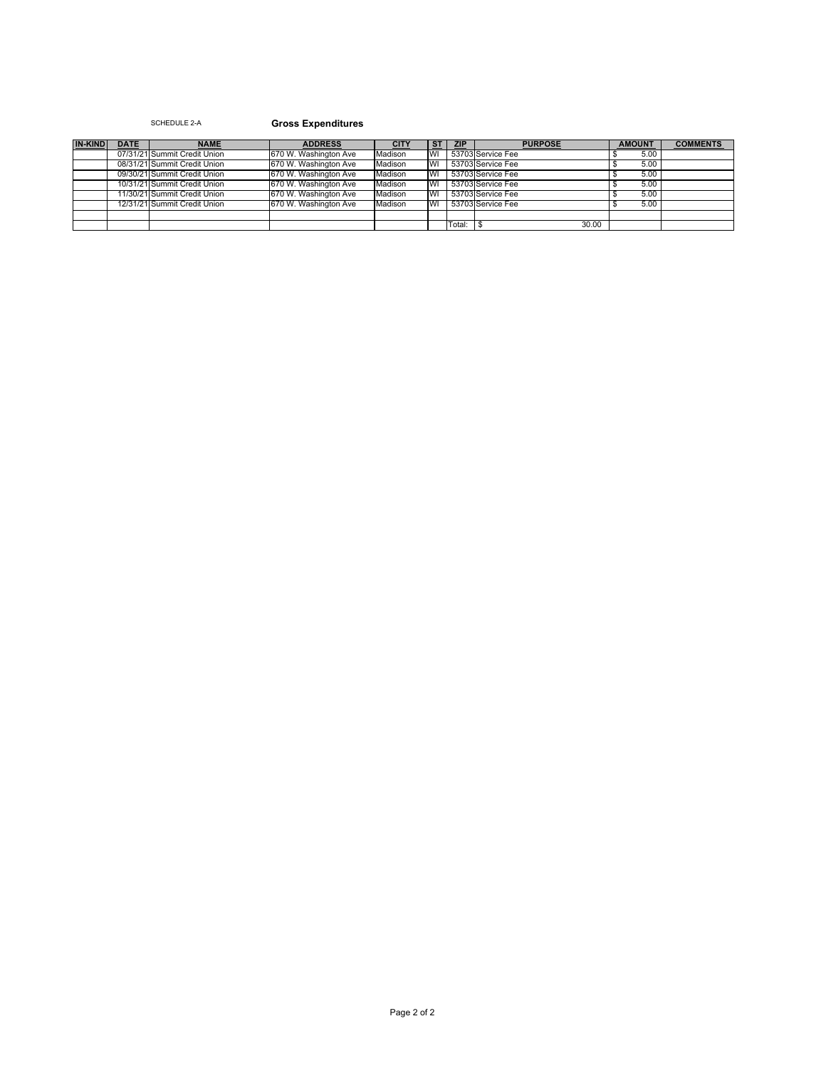SCHEDULE 2-A

## Gross Expenditures

| IN-KIND | DATE | NAME | ADDRESS | CITY | ST | ZIP | PURPOSE | AMOUNT | COMMENTS |
|---|---|---|---|---|---|---|---|---|---|
| | 07/31/21 | Summit Credit Union | 670 W. Washington Ave | Madison | WI | 53703 | Service Fee | $ 5.00 | |
| | 08/31/21 | Summit Credit Union | 670 W. Washington Ave | Madison | WI | 53703 | Service Fee | $ 5.00 | |
| | 09/30/21 | Summit Credit Union | 670 W. Washington Ave | Madison | WI | 53703 | Service Fee | $ 5.00 | |
| | 10/31/21 | Summit Credit Union | 670 W. Washington Ave | Madison | WI | 53703 | Service Fee | $ 5.00 | |
| | 11/30/21 | Summit Credit Union | 670 W. Washington Ave | Madison | WI | 53703 | Service Fee | $ 5.00 | |
| | 12/31/21 | Summit Credit Union | 670 W. Washington Ave | Madison | WI | 53703 | Service Fee | $ 5.00 | |
| | | | | | | | | | |
| | | | | | | Total: | $ 30.00 | | |